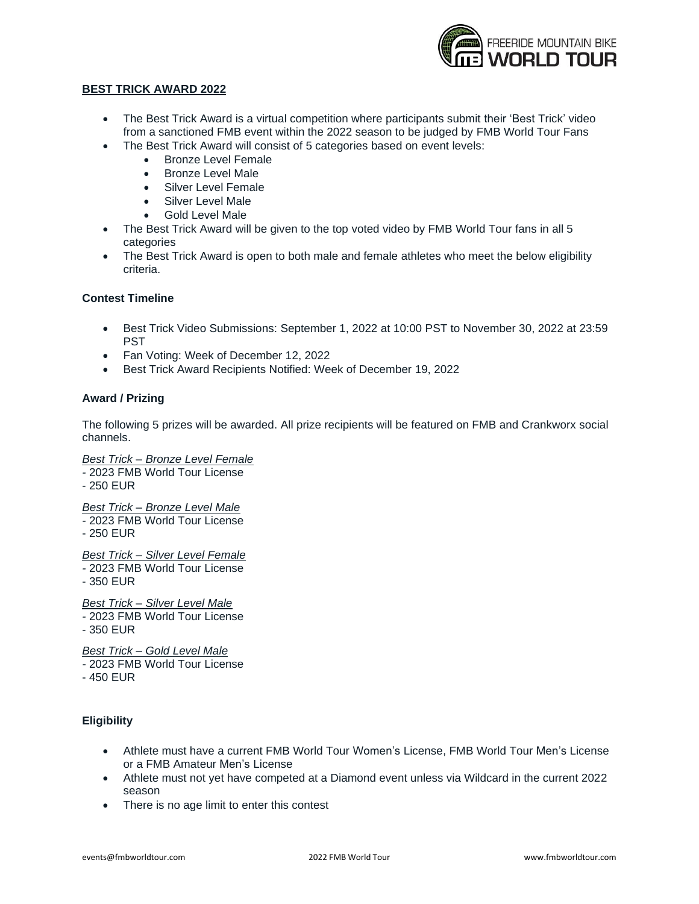## BEST TRICK AWARD 2022

- The Best Trick Award is a virtual competition where participants submit their 'Best Trick' video from a sanctioned FMB event within the 2022 season to be judged by FMB World Tour Fans
- The Best Trick Award will consist of 5 categories based on event levels:
  - Bronze Level Female
  - Bronze Level Male
  - Silver Level Female
  - Silver Level Male
  - Gold Level Male
- The Best Trick Award will be given to the top voted video by FMB World Tour fans in all 5 categories
- The Best Trick Award is open to both male and female athletes who meet the below eligibility criteria.

### Contest Timeline

- Best Trick Video Submissions: September 1, 2022 at 10:00 PST to November 30, 2022 at 23:59 PST
- Fan Voting: Week of December 12, 2022
- Best Trick Award Recipients Notified: Week of December 19, 2022

### Award / Prizing

The following 5 prizes will be awarded. All prize recipients will be featured on FMB and Crankworx social channels.

*Best Trick – Bronze Level Female*
- 2023 FMB World Tour License
- 250 EUR

*Best Trick – Bronze Level Male*
- 2023 FMB World Tour License
- 250 EUR

*Best Trick – Silver Level Female*
- 2023 FMB World Tour License
- 350 EUR

*Best Trick – Silver Level Male*
- 2023 FMB World Tour License
- 350 EUR

*Best Trick – Gold Level Male*
- 2023 FMB World Tour License
- 450 EUR

### Eligibility

- Athlete must have a current FMB World Tour Women's License, FMB World Tour Men's License or a FMB Amateur Men's License
- Athlete must not yet have competed at a Diamond event unless via Wildcard in the current 2022 season
- There is no age limit to enter this contest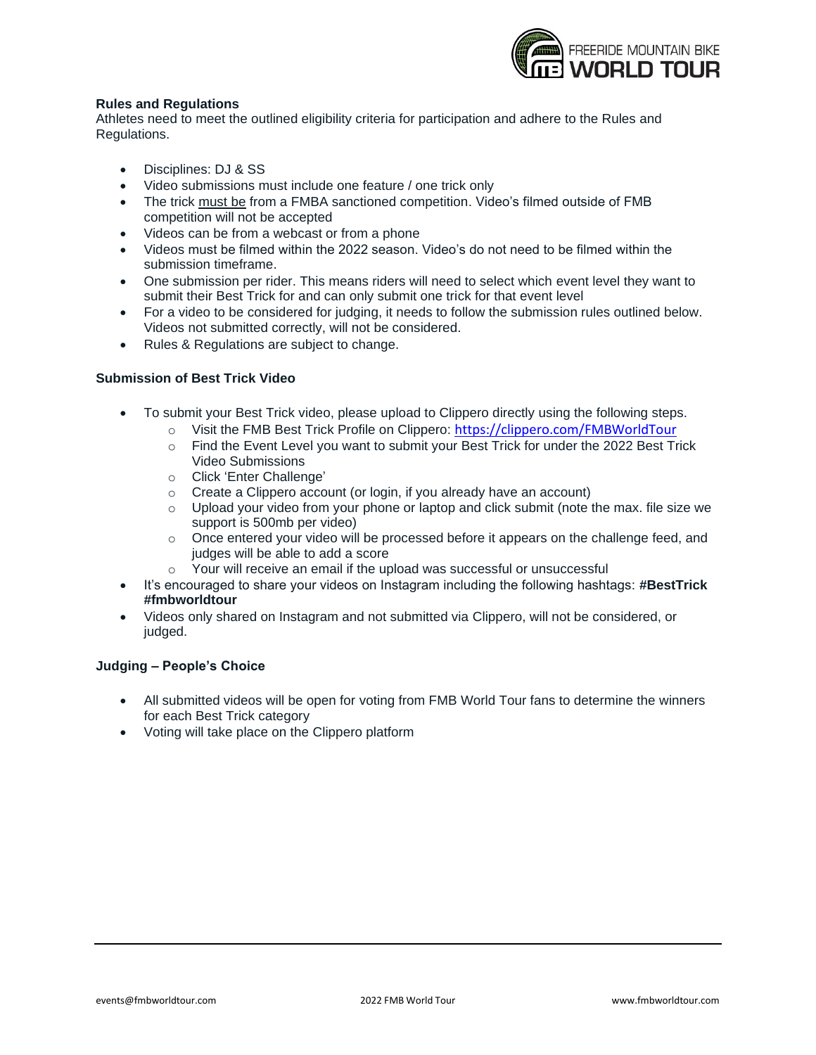**Rules and Regulations**

Athletes need to meet the outlined eligibility criteria for participation and adhere to the Rules and Regulations.

- Disciplines: DJ & SS
- Video submissions must include one feature / one trick only
- The trick must be from a FMBA sanctioned competition. Video's filmed outside of FMB competition will not be accepted
- Videos can be from a webcast or from a phone
- Videos must be filmed within the 2022 season. Video's do not need to be filmed within the submission timeframe.
- One submission per rider. This means riders will need to select which event level they want to submit their Best Trick for and can only submit one trick for that event level
- For a video to be considered for judging, it needs to follow the submission rules outlined below. Videos not submitted correctly, will not be considered.
- Rules & Regulations are subject to change.

**Submission of Best Trick Video**

- To submit your Best Trick video, please upload to Clippero directly using the following steps.
  - Visit the FMB Best Trick Profile on Clippero: https://clippero.com/FMBWorldTour
  - Find the Event Level you want to submit your Best Trick for under the 2022 Best Trick Video Submissions
  - Click 'Enter Challenge'
  - Create a Clippero account (or login, if you already have an account)
  - Upload your video from your phone or laptop and click submit (note the max. file size we support is 500mb per video)
  - Once entered your video will be processed before it appears on the challenge feed, and judges will be able to add a score
  - Your will receive an email if the upload was successful or unsuccessful
- It's encouraged to share your videos on Instagram including the following hashtags: **#BestTrick #fmbworldtour**
- Videos only shared on Instagram and not submitted via Clippero, will not be considered, or judged.

**Judging – People's Choice**

- All submitted videos will be open for voting from FMB World Tour fans to determine the winners for each Best Trick category
- Voting will take place on the Clippero platform